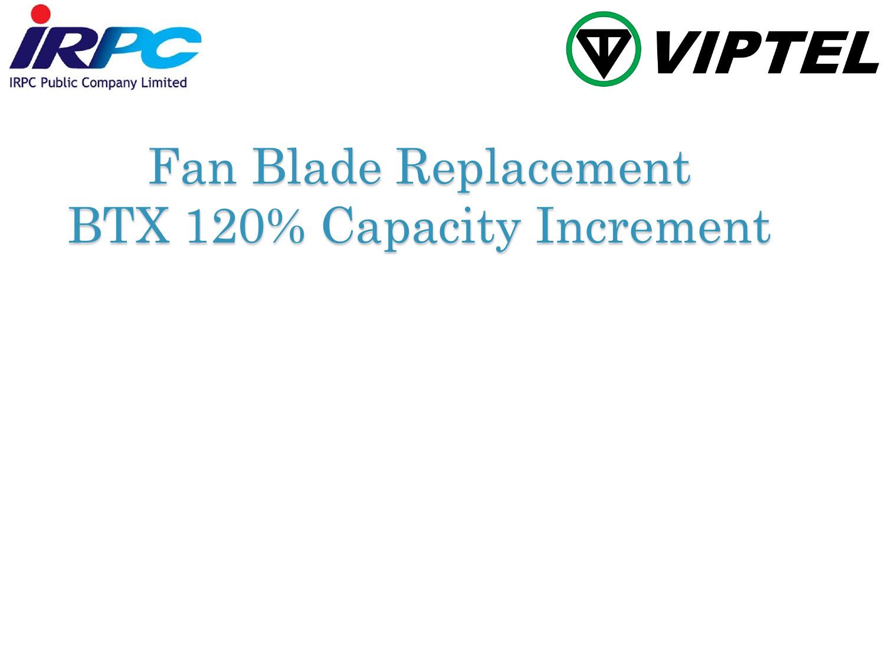IRPC Public Company Limited

VIPTEL

# Fan Blade Replacement
# BTX 120% Capacity Increment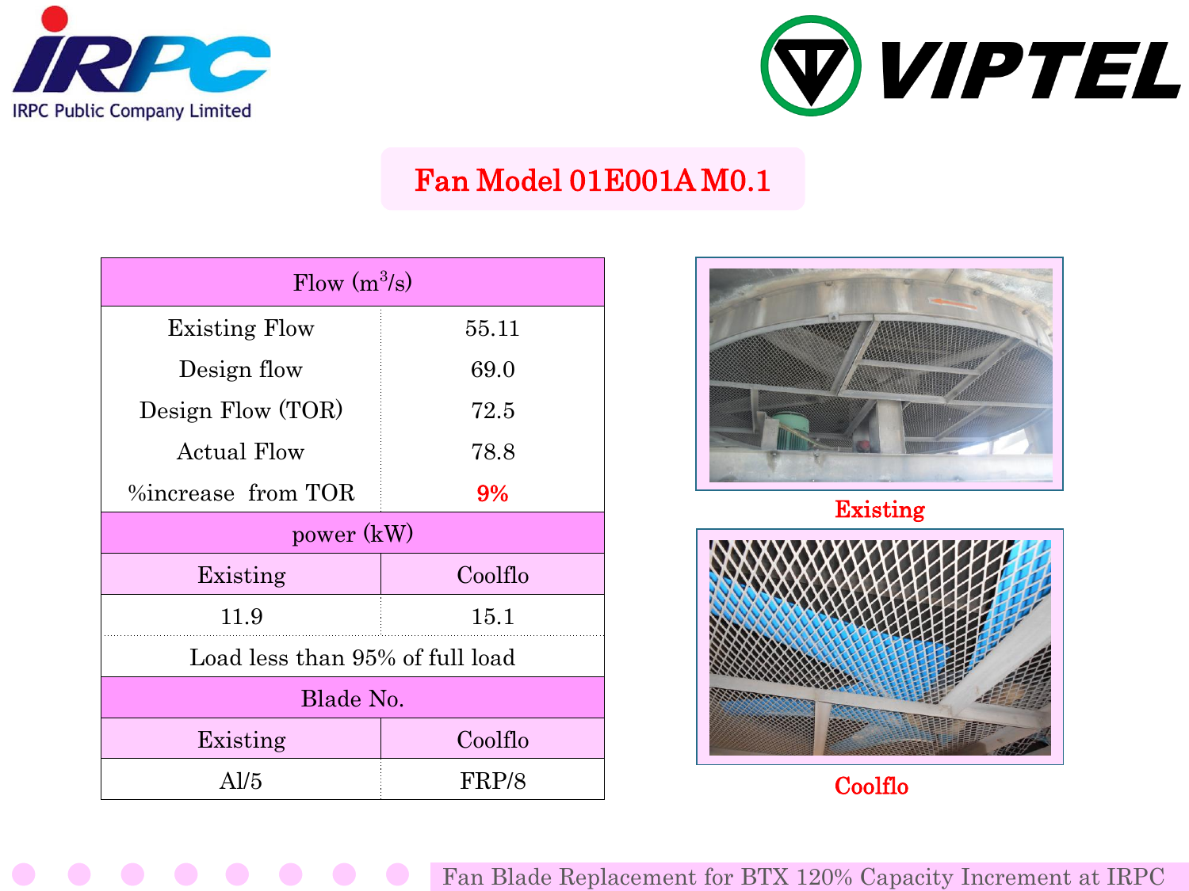# Fan Model 01E001A M0.1

| Flow ($m^3/s$) | |
|---|---|
| Existing Flow | 55.11 |
| Design flow | 69.0 |
| Design Flow (TOR) | 72.5 |
| Actual Flow | 78.8 |
| %increase from TOR | **9%** |
| **power (kW)** | |
| Existing | Coolflo |
| 11.9 | 15.1 |
| Load less than 95% of full load | |
| **Blade No.** | |
| Existing | Coolflo |
| Al/5 | FRP/8 |

**Existing**

**Coolflo**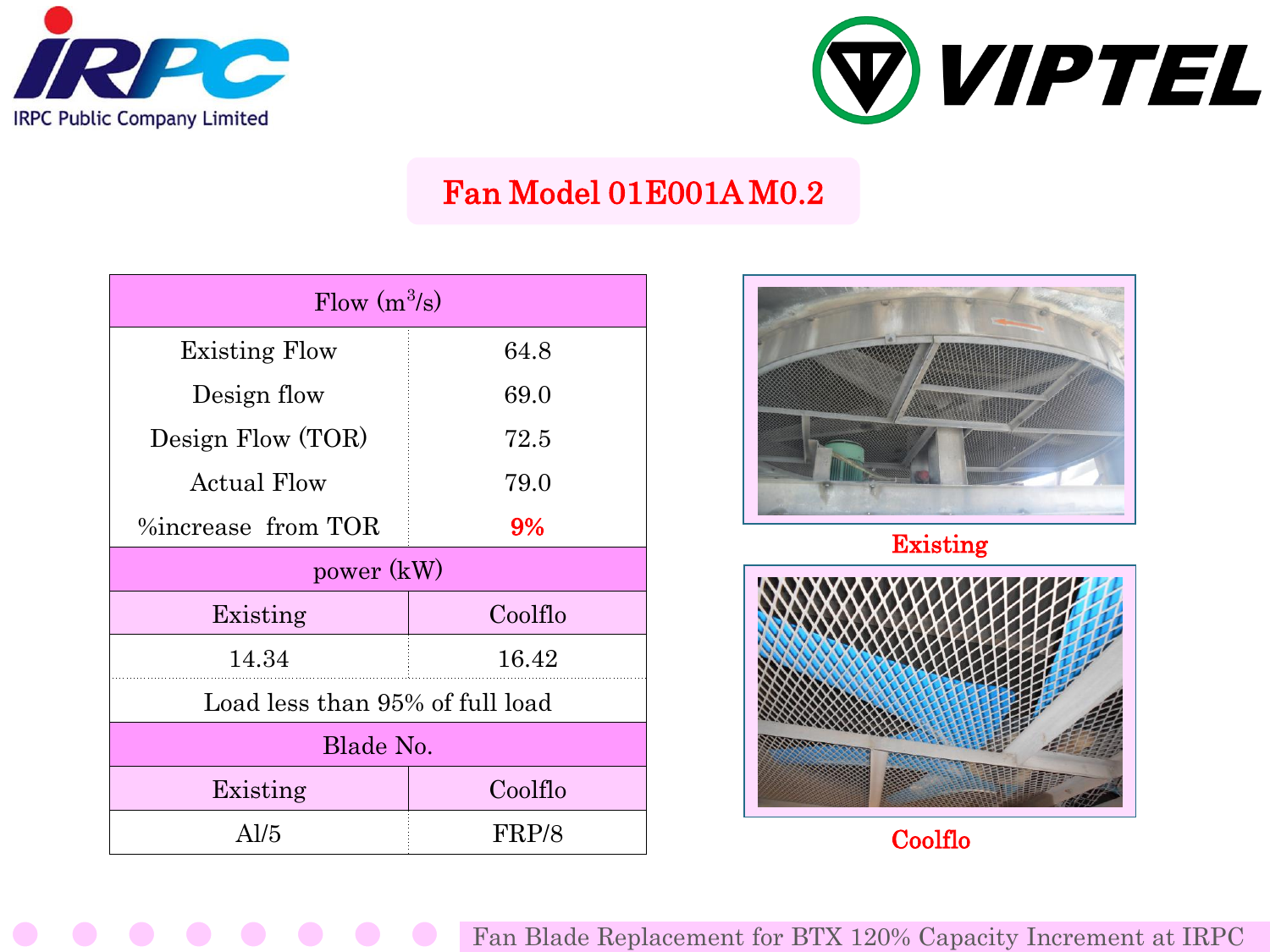# Fan Model 01E001A M0.2

| Flow ($m^3/s$) | |
|---|---|
| Existing Flow | 64.8 |
| Design flow | 69.0 |
| Design Flow (TOR) | 72.5 |
| Actual Flow | 79.0 |
| %increase from TOR | **9%** |
| **power (kW)** | |
| Existing | Coolflo |
| 14.34 | 16.42 |
| Load less than 95% of full load | |
| **Blade No.** | |
| Existing | Coolflo |
| Al/5 | FRP/8 |

Existing

Coolflo

Fan Blade Replacement for BTX 120% Capacity Increment at IRPC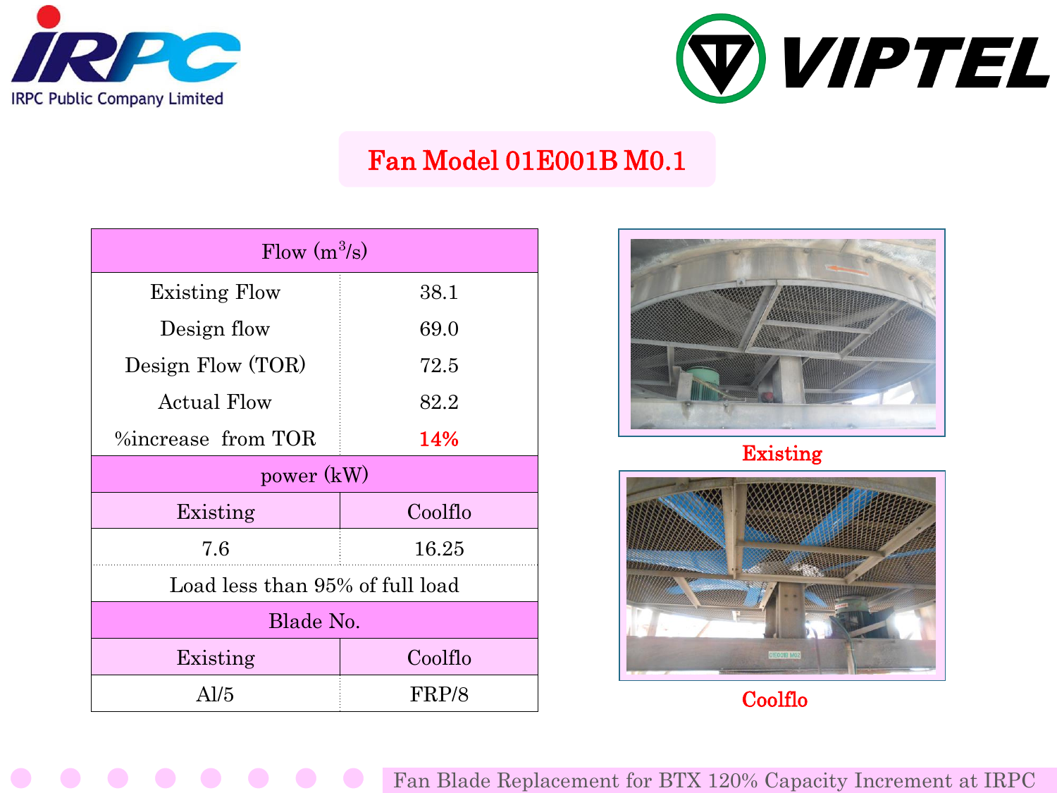# Fan Model 01E001B M0.1

| Flow ($m^3/s$) | |
|---|---|
| Existing Flow | 38.1 |
| Design flow | 69.0 |
| Design Flow (TOR) | 72.5 |
| Actual Flow | 82.2 |
| %increase from TOR | **14%** |
| **power (kW)** | |
| Existing | Coolflo |
| 7.6 | 16.25 |
| Load less than 95% of full load | |
| **Blade No.** | |
| Existing | Coolflo |
| Al/5 | FRP/8 |

**Existing**

**Coolflo**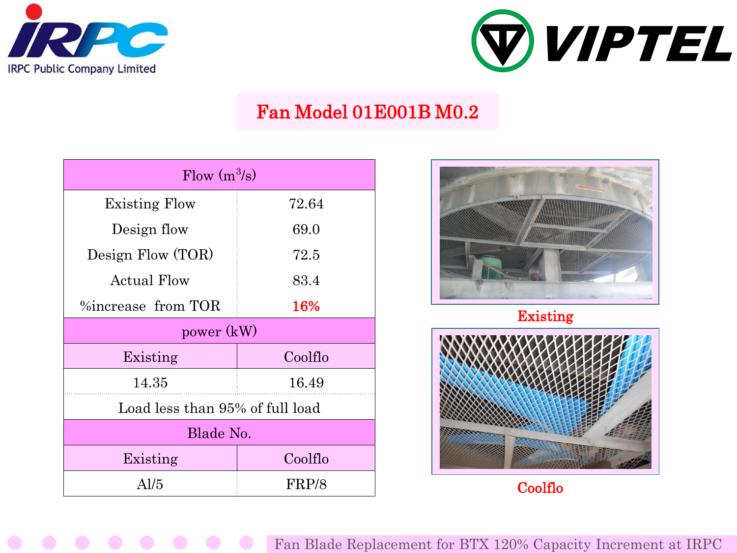# Fan Model 01E001B M0.2

| Flow ($m^3/s$) | |
|---|---|
| Existing Flow | 72.64 |
| Design flow | 69.0 |
| Design Flow (TOR) | 72.5 |
| Actual Flow | 83.4 |
| %increase from TOR | **16%** |
| **power (kW)** | |
| Existing | Coolflo |
| 14.35 | 16.49 |
| Load less than 95% of full load | |
| **Blade No.** | |
| Existing | Coolflo |
| Al/5 | FRP/8 |

**Existing**

**Coolflo**

Fan Blade Replacement for BTX 120% Capacity Increment at IRPC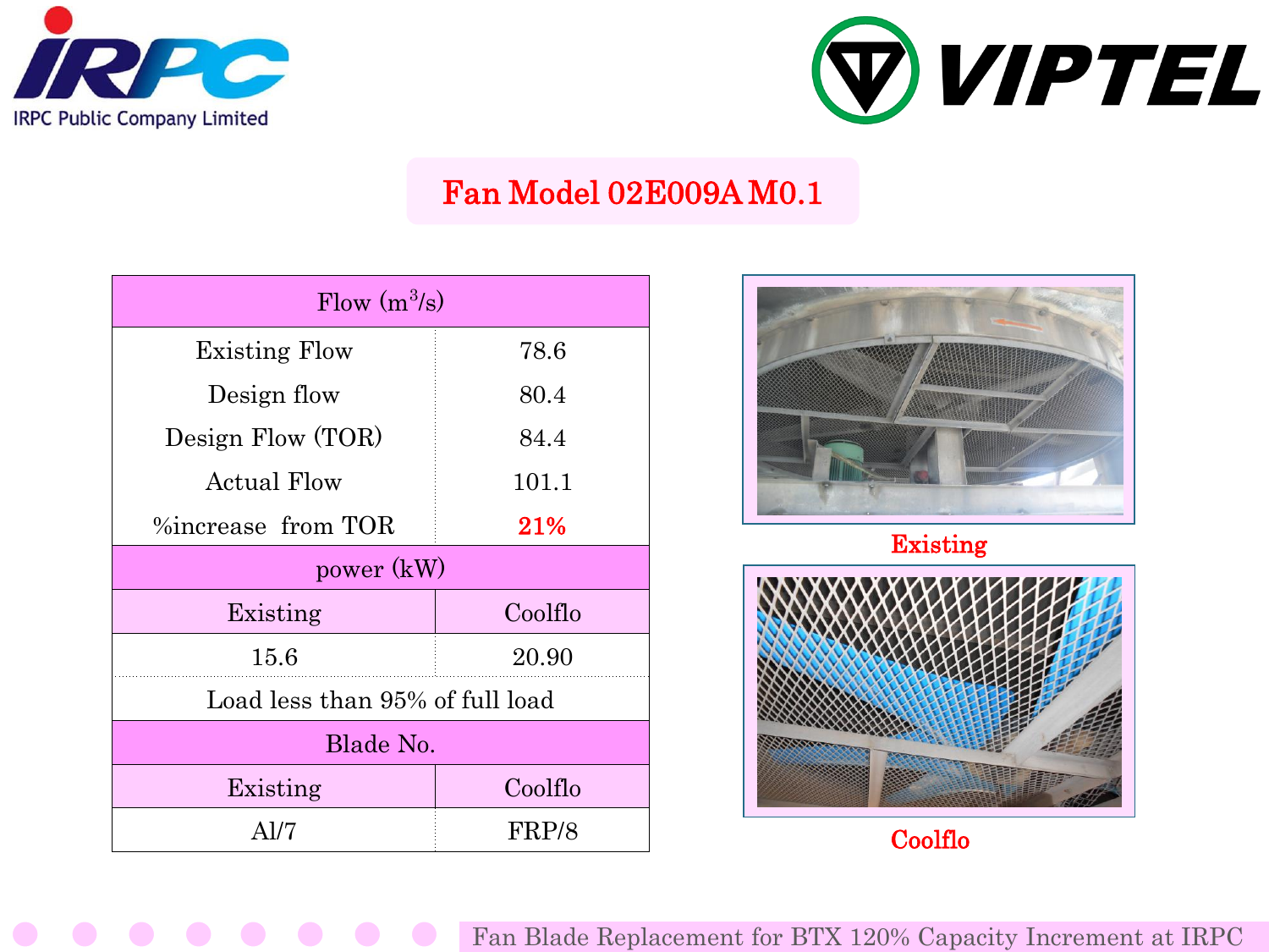# Fan Model 02E009A M0.1

| Flow ($m^3/s$) | |
|---|---|
| Existing Flow | 78.6 |
| Design flow | 80.4 |
| Design Flow (TOR) | 84.4 |
| Actual Flow | 101.1 |
| %increase from TOR | **21%** |
| **power (kW)** | |
| Existing | Coolflo |
| 15.6 | 20.90 |
| Load less than 95% of full load | |
| **Blade No.** | |
| Existing | Coolflo |
| Al/7 | FRP/8 |

Existing

Coolflo

Fan Blade Replacement for BTX 120% Capacity Increment at IRPC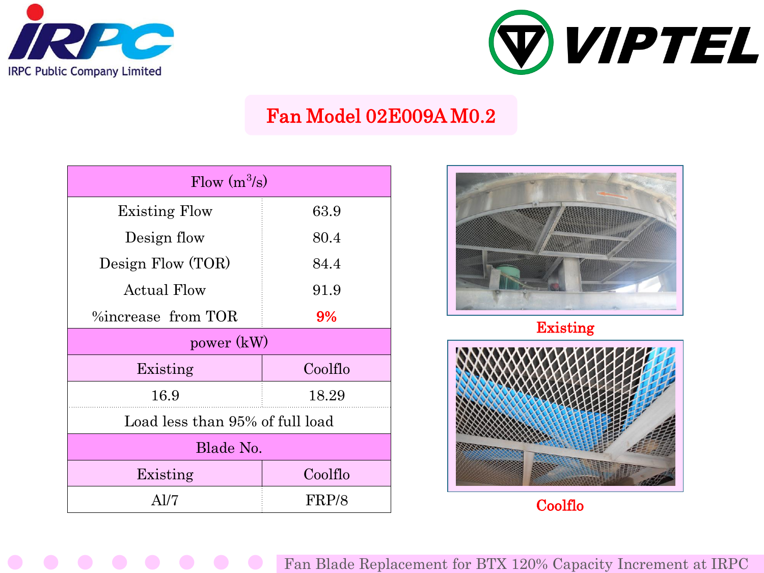## Fan Model 02E009A M0.2

| Flow ($m^3/s$) | |
|---|---|
| Existing Flow | 63.9 |
| Design flow | 80.4 |
| Design Flow (TOR) | 84.4 |
| Actual Flow | 91.9 |
| %increase from TOR | **9%** |
| **power (kW)** | |
| Existing | Coolflo |
| 16.9 | 18.29 |
| Load less than 95% of full load | |
| **Blade No.** | |
| Existing | Coolflo |
| Al/7 | FRP/8 |

Existing

Coolflo

Fan Blade Replacement for BTX 120% Capacity Increment at IRPC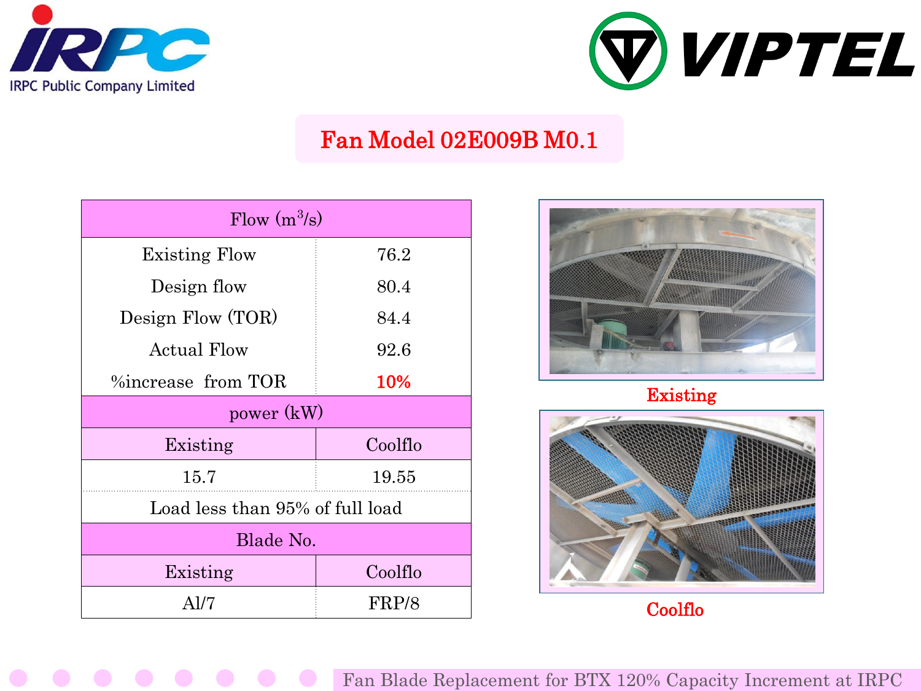# Fan Model 02E009B M0.1

| Flow ($m^3/s$) | |
|---|---|
| Existing Flow | 76.2 |
| Design flow | 80.4 |
| Design Flow (TOR) | 84.4 |
| Actual Flow | 92.6 |
| %increase from TOR | 10% |
| **power (kW)** | |
| Existing | Coolflo |
| 15.7 | 19.55 |
| Load less than 95% of full load | |
| **Blade No.** | |
| Existing | Coolflo |
| Al/7 | FRP/8 |

Existing

Coolflo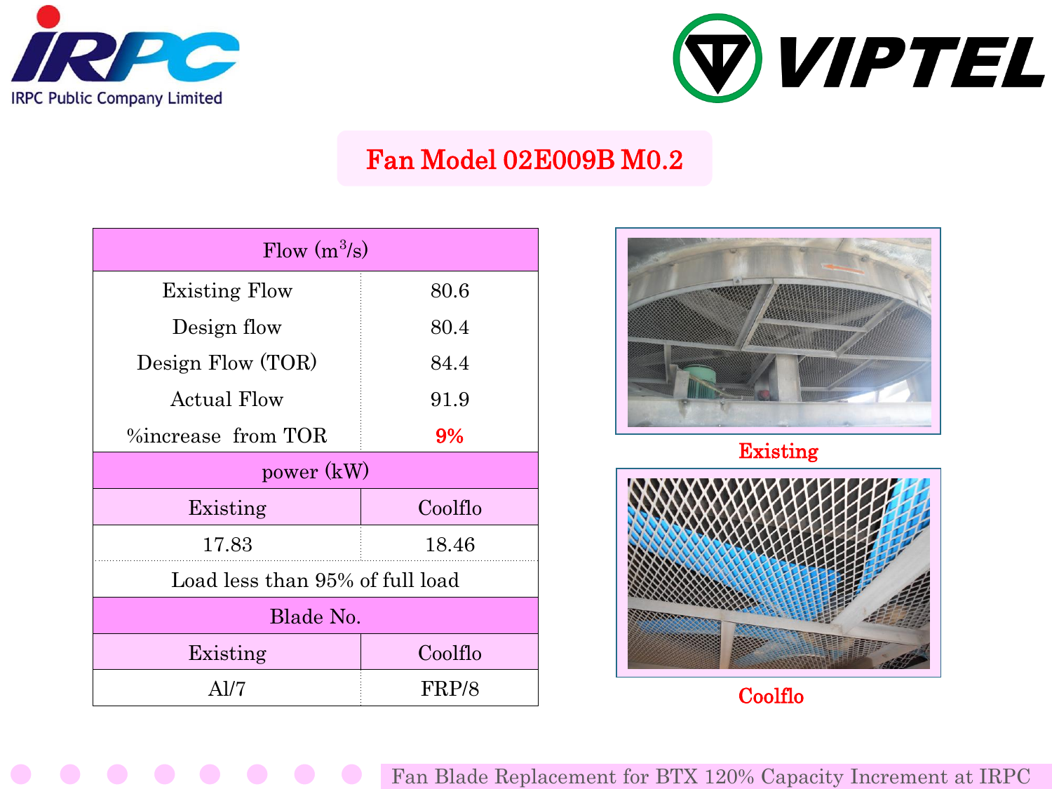# Fan Model 02E009B M0.2

| Flow ($m^3/s$) | |
|---|---|
| Existing Flow | 80.6 |
| Design flow | 80.4 |
| Design Flow (TOR) | 84.4 |
| Actual Flow | 91.9 |
| %increase from TOR | **9%** |
| **power (kW)** | |
| Existing | Coolflo |
| 17.83 | 18.46 |
| Load less than 95% of full load | |
| **Blade No.** | |
| Existing | Coolflo |
| Al/7 | FRP/8 |

Existing

Coolflo

Fan Blade Replacement for BTX 120% Capacity Increment at IRPC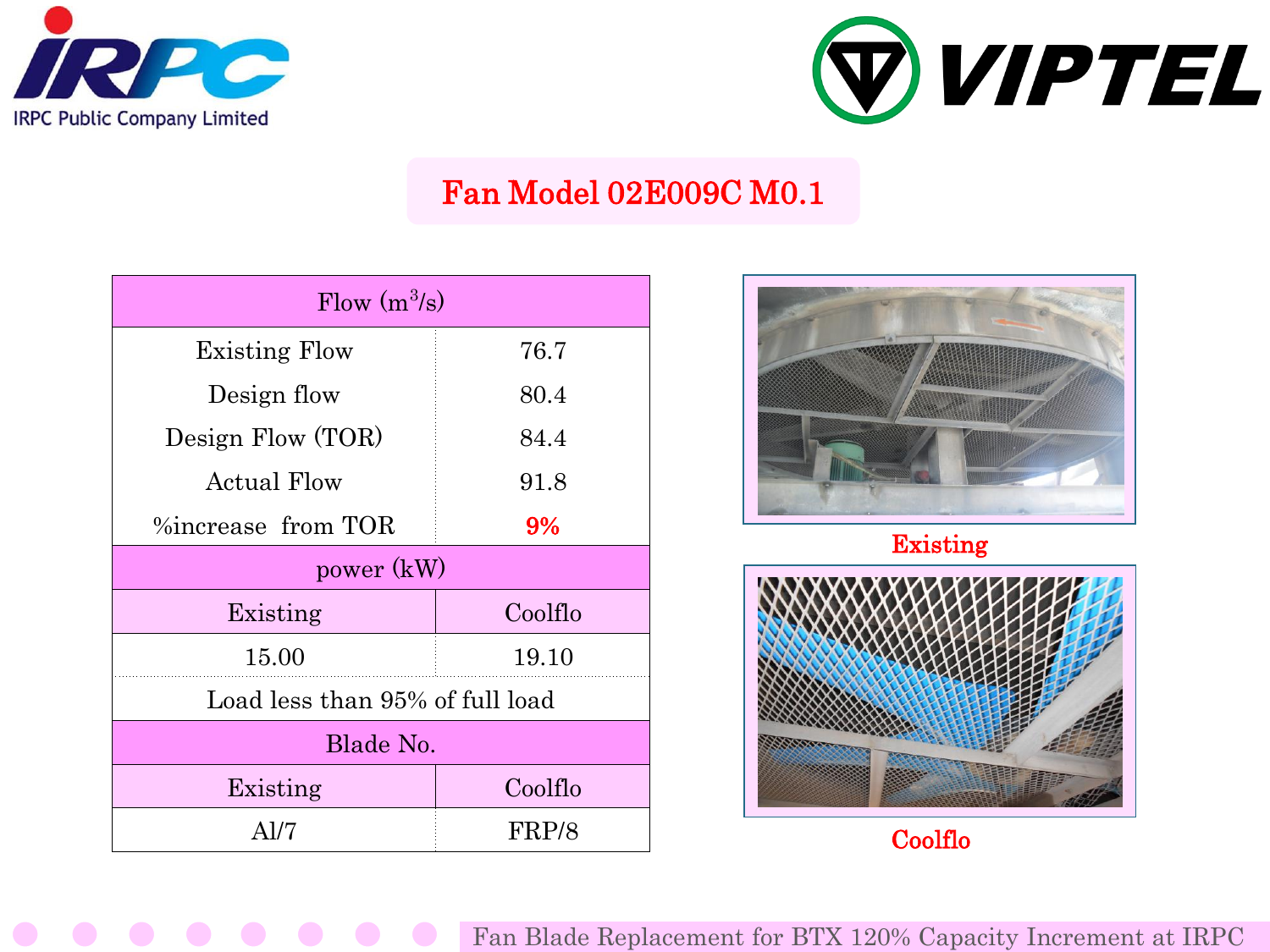# Fan Model 02E009C M0.1

| Flow ($m^3/s$) | |
|---|---|
| Existing Flow | 76.7 |
| Design flow | 80.4 |
| Design Flow (TOR) | 84.4 |
| Actual Flow | 91.8 |
| %increase from TOR | **9%** |
| **power (kW)** | |
| Existing | Coolflo |
| 15.00 | 19.10 |
| Load less than 95% of full load | |
| **Blade No.** | |
| Existing | Coolflo |
| Al/7 | FRP/8 |

Existing

Coolflo

Fan Blade Replacement for BTX 120% Capacity Increment at IRPC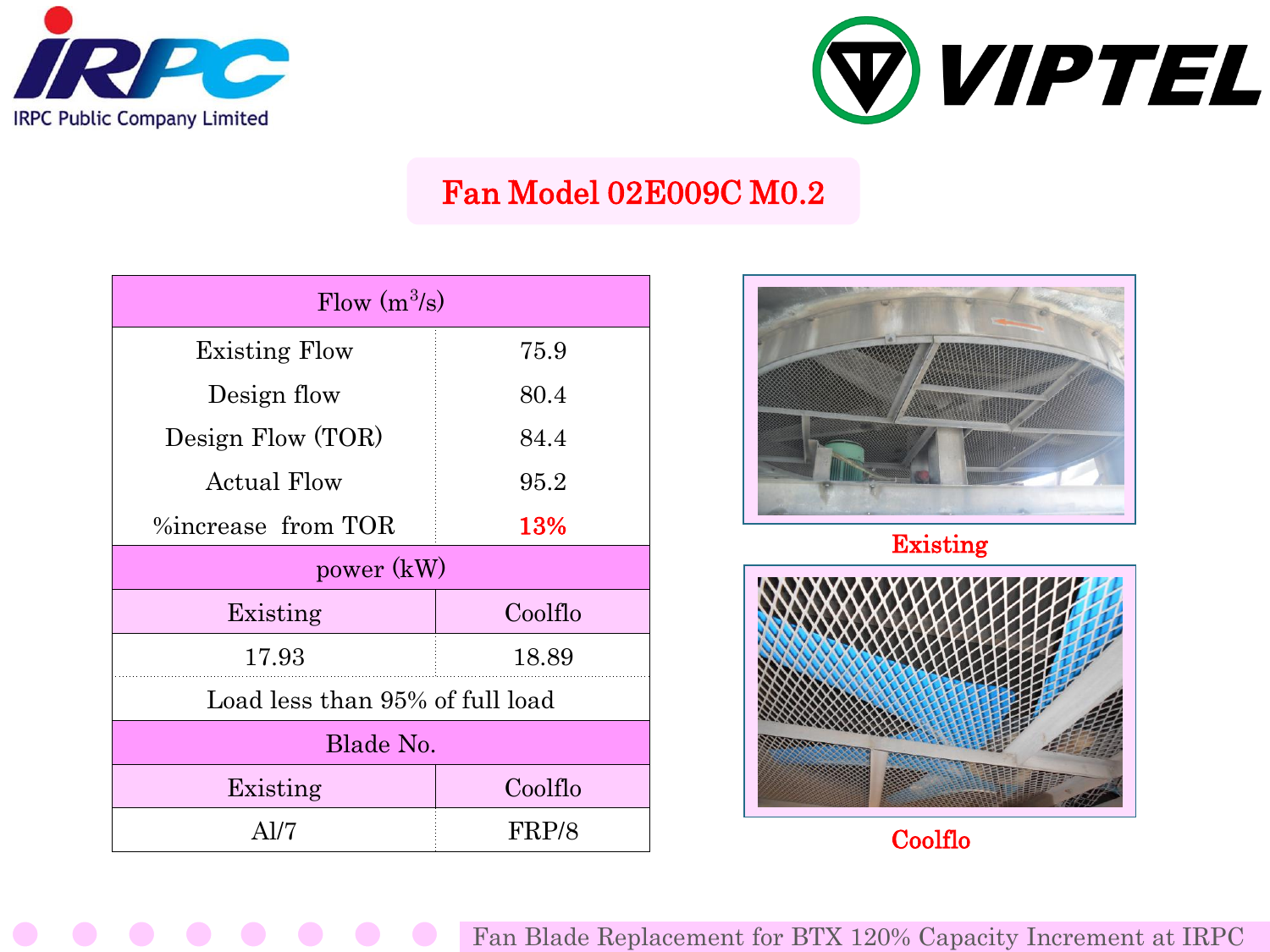IRPC Public Company Limited

VIPTEL

# Fan Model 02E009C M0.2

| Flow ($m^3/s$) | |
|---|---|
| Existing Flow | 75.9 |
| Design flow | 80.4 |
| Design Flow (TOR) | 84.4 |
| Actual Flow | 95.2 |
| %increase from TOR | **13%** |
| **power (kW)** | |
| Existing | Coolflo |
| 17.93 | 18.89 |
| Load less than 95% of full load | |
| **Blade No.** | |
| Existing | Coolflo |
| Al/7 | FRP/8 |

Existing

Coolflo

Fan Blade Replacement for BTX 120% Capacity Increment at IRPC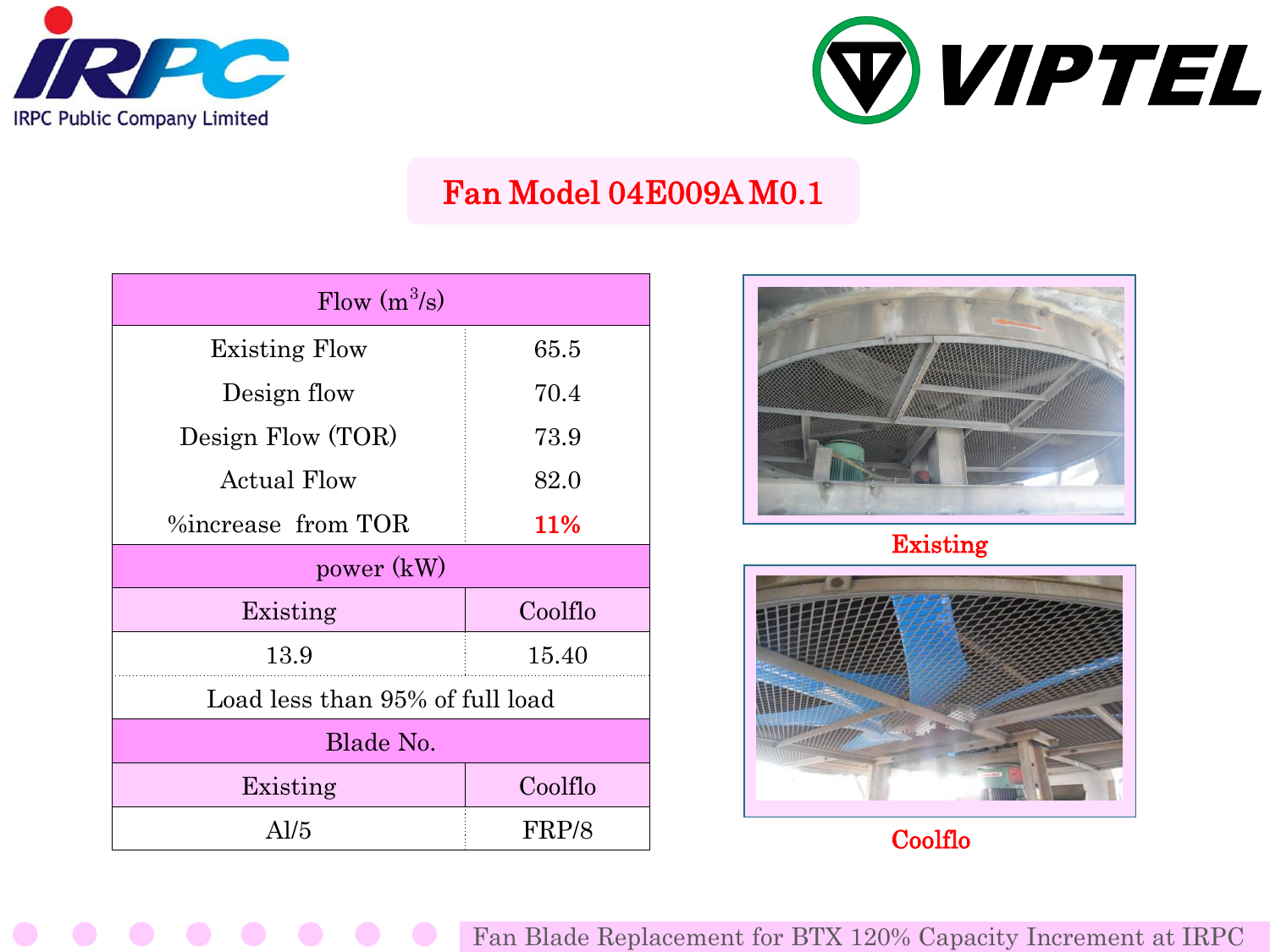# Fan Model 04E009A M0.1

| Flow ($m^3/s$) | |
|---|---|
| Existing Flow | 65.5 |
| Design flow | 70.4 |
| Design Flow (TOR) | 73.9 |
| Actual Flow | 82.0 |
| %increase from TOR | **11%** |
| **power (kW)** | |
| Existing | Coolflo |
| 13.9 | 15.40 |
| Load less than 95% of full load | |
| **Blade No.** | |
| Existing | Coolflo |
| Al/5 | FRP/8 |

**Existing**

**Coolflo**

Fan Blade Replacement for BTX 120% Capacity Increment at IRPC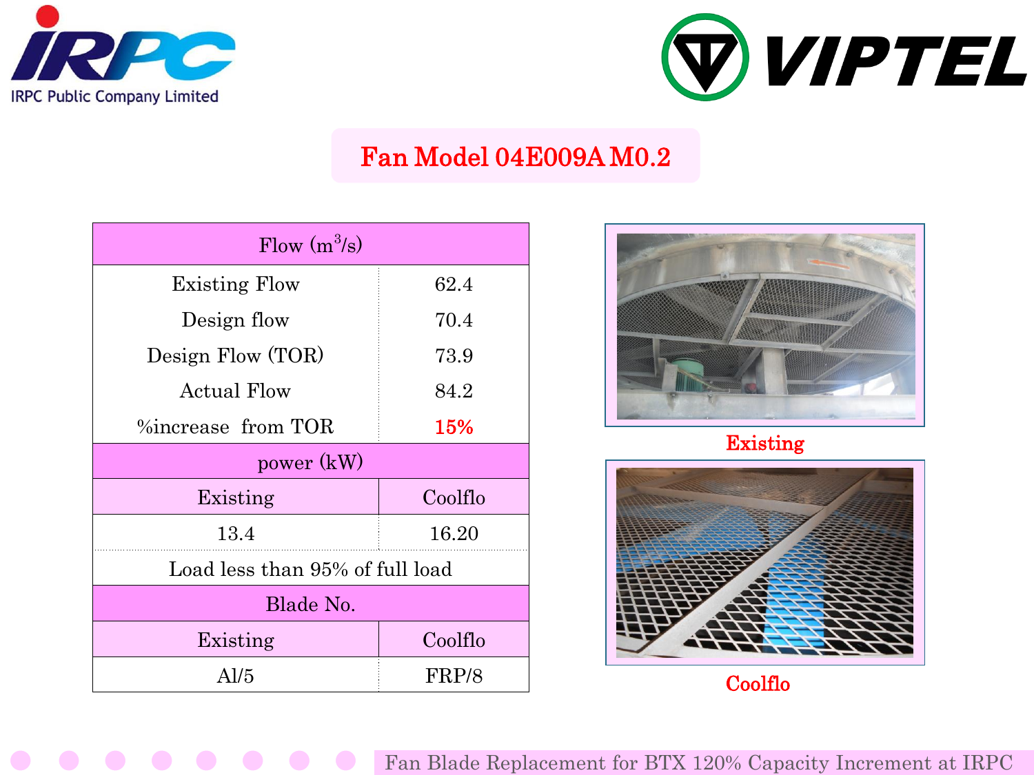# Fan Model 04E009A M0.2

| Flow ($m^3/s$) | |
|---|---|
| Existing Flow | 62.4 |
| Design flow | 70.4 |
| Design Flow (TOR) | 73.9 |
| Actual Flow | 84.2 |
| %increase from TOR | **15%** |
| **power (kW)** | |
| Existing | Coolflo |
| 13.4 | 16.20 |
| Load less than 95% of full load | |
| **Blade No.** | |
| Existing | Coolflo |
| Al/5 | FRP/8 |

Existing

Coolflo

Fan Blade Replacement for BTX 120% Capacity Increment at IRPC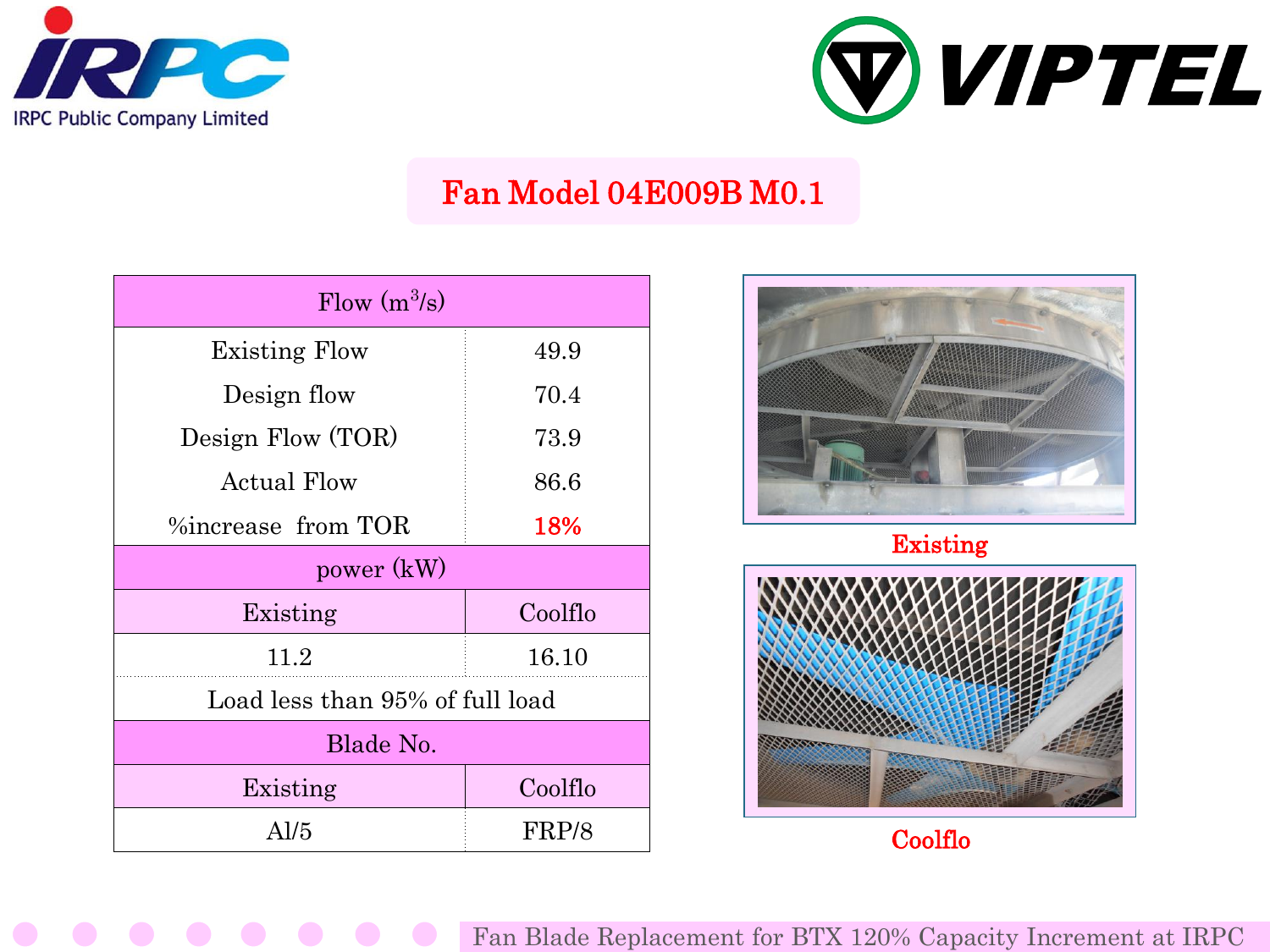IRPC Public Company Limited

VIPTEL

## Fan Model 04E009B M0.1

| Flow ($m^3/s$) | |
|---|---|
| Existing Flow | 49.9 |
| Design flow | 70.4 |
| Design Flow (TOR) | 73.9 |
| Actual Flow | 86.6 |
| %increase from TOR | **18%** |
| **power (kW)** | |
| Existing | Coolflo |
| 11.2 | 16.10 |
| Load less than 95% of full load | |
| **Blade No.** | |
| Existing | Coolflo |
| Al/5 | FRP/8 |

Existing

Coolflo

Fan Blade Replacement for BTX 120% Capacity Increment at IRPC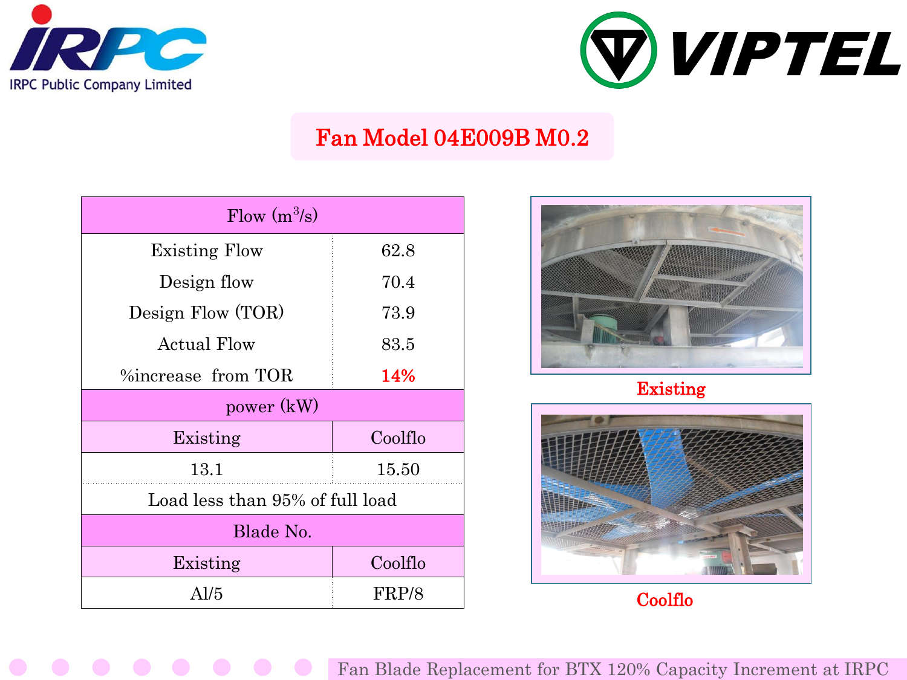## Fan Model 04E009B M0.2

| Flow ($m^3/s$) | |
|---|---|
| Existing Flow | 62.8 |
| Design flow | 70.4 |
| Design Flow (TOR) | 73.9 |
| Actual Flow | 83.5 |
| %increase from TOR | **14%** |
| **power (kW)** | |
| Existing | Coolflo |
| 13.1 | 15.50 |
| Load less than 95% of full load | |
| **Blade No.** | |
| Existing | Coolflo |
| Al/5 | FRP/8 |

**Existing**

**Coolflo**